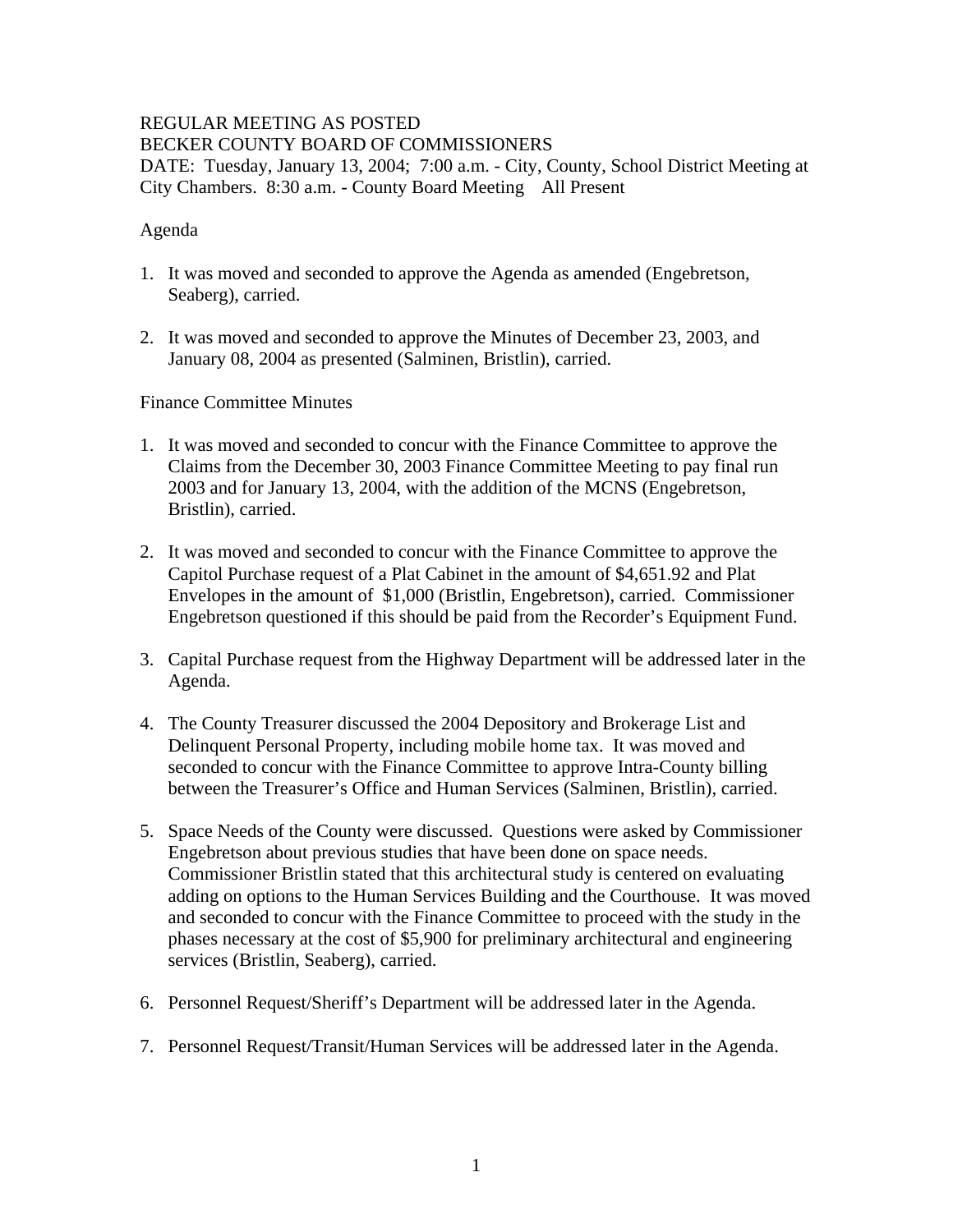REGULAR MEETING AS POSTED
BECKER COUNTY BOARD OF COMMISSIONERS
DATE: Tuesday, January 13, 2004; 7:00 a.m. - City, County, School District Meeting at City Chambers. 8:30 a.m. - County Board Meeting All Present

Agenda

1. It was moved and seconded to approve the Agenda as amended (Engebretson, Seaberg), carried.

2. It was moved and seconded to approve the Minutes of December 23, 2003, and January 08, 2004 as presented (Salminen, Bristlin), carried.

Finance Committee Minutes

1. It was moved and seconded to concur with the Finance Committee to approve the Claims from the December 30, 2003 Finance Committee Meeting to pay final run 2003 and for January 13, 2004, with the addition of the MCNS (Engebretson, Bristlin), carried.

2. It was moved and seconded to concur with the Finance Committee to approve the Capitol Purchase request of a Plat Cabinet in the amount of $4,651.92 and Plat Envelopes in the amount of $1,000 (Bristlin, Engebretson), carried. Commissioner Engebretson questioned if this should be paid from the Recorder's Equipment Fund.

3. Capital Purchase request from the Highway Department will be addressed later in the Agenda.

4. The County Treasurer discussed the 2004 Depository and Brokerage List and Delinquent Personal Property, including mobile home tax. It was moved and seconded to concur with the Finance Committee to approve Intra-County billing between the Treasurer's Office and Human Services (Salminen, Bristlin), carried.

5. Space Needs of the County were discussed. Questions were asked by Commissioner Engebretson about previous studies that have been done on space needs. Commissioner Bristlin stated that this architectural study is centered on evaluating adding on options to the Human Services Building and the Courthouse. It was moved and seconded to concur with the Finance Committee to proceed with the study in the phases necessary at the cost of $5,900 for preliminary architectural and engineering services (Bristlin, Seaberg), carried.

6. Personnel Request/Sheriff's Department will be addressed later in the Agenda.

7. Personnel Request/Transit/Human Services will be addressed later in the Agenda.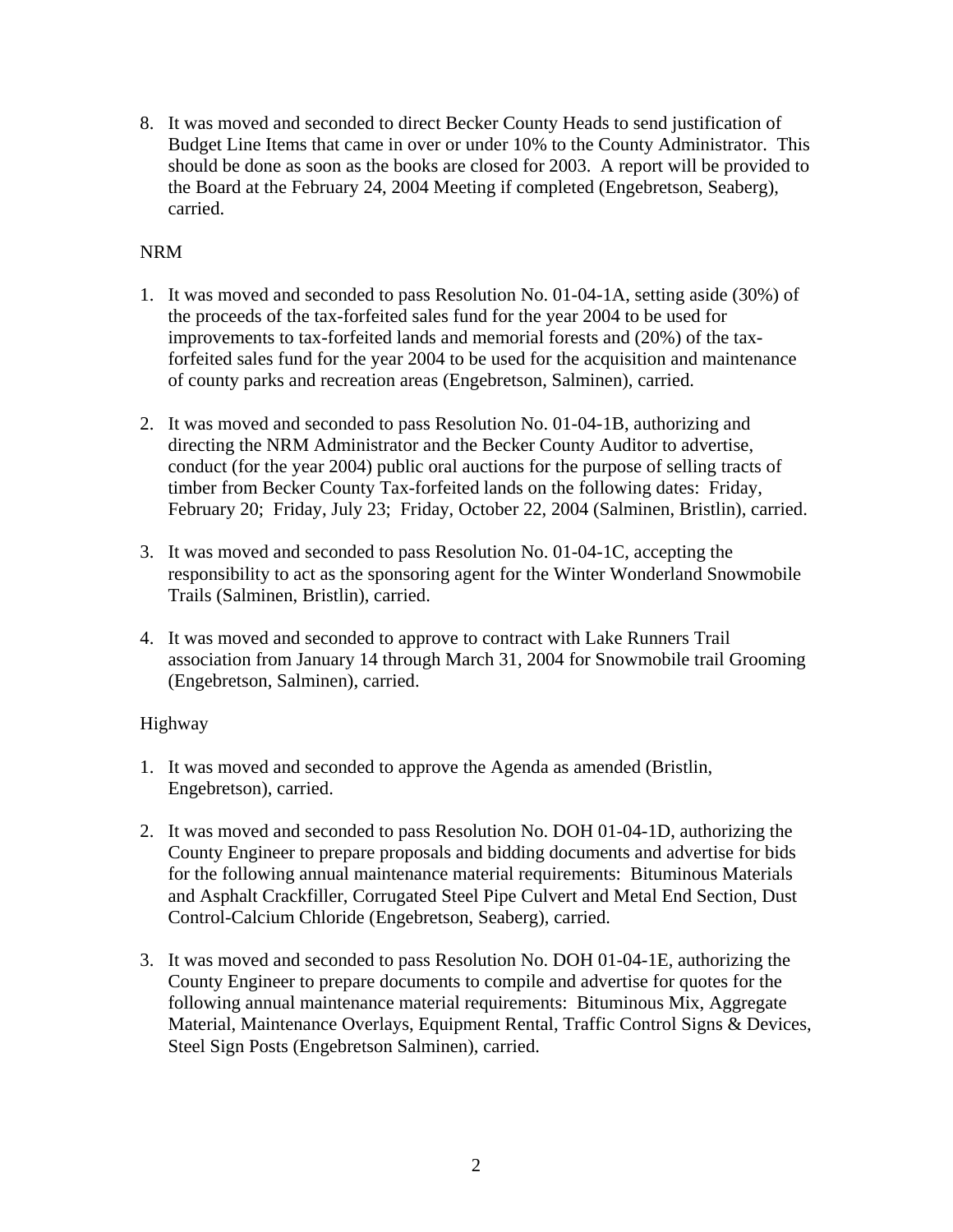8. It was moved and seconded to direct Becker County Heads to send justification of Budget Line Items that came in over or under 10% to the County Administrator. This should be done as soon as the books are closed for 2003. A report will be provided to the Board at the February 24, 2004 Meeting if completed (Engebretson, Seaberg), carried.

NRM

1. It was moved and seconded to pass Resolution No. 01-04-1A, setting aside (30%) of the proceeds of the tax-forfeited sales fund for the year 2004 to be used for improvements to tax-forfeited lands and memorial forests and (20%) of the tax-forfeited sales fund for the year 2004 to be used for the acquisition and maintenance of county parks and recreation areas (Engebretson, Salminen), carried.

2. It was moved and seconded to pass Resolution No. 01-04-1B, authorizing and directing the NRM Administrator and the Becker County Auditor to advertise, conduct (for the year 2004) public oral auctions for the purpose of selling tracts of timber from Becker County Tax-forfeited lands on the following dates: Friday, February 20; Friday, July 23; Friday, October 22, 2004 (Salminen, Bristlin), carried.

3. It was moved and seconded to pass Resolution No. 01-04-1C, accepting the responsibility to act as the sponsoring agent for the Winter Wonderland Snowmobile Trails (Salminen, Bristlin), carried.

4. It was moved and seconded to approve to contract with Lake Runners Trail association from January 14 through March 31, 2004 for Snowmobile trail Grooming (Engebretson, Salminen), carried.

Highway

1. It was moved and seconded to approve the Agenda as amended (Bristlin, Engebretson), carried.

2. It was moved and seconded to pass Resolution No. DOH 01-04-1D, authorizing the County Engineer to prepare proposals and bidding documents and advertise for bids for the following annual maintenance material requirements: Bituminous Materials and Asphalt Crackfiller, Corrugated Steel Pipe Culvert and Metal End Section, Dust Control-Calcium Chloride (Engebretson, Seaberg), carried.

3. It was moved and seconded to pass Resolution No. DOH 01-04-1E, authorizing the County Engineer to prepare documents to compile and advertise for quotes for the following annual maintenance material requirements: Bituminous Mix, Aggregate Material, Maintenance Overlays, Equipment Rental, Traffic Control Signs & Devices, Steel Sign Posts (Engebretson Salminen), carried.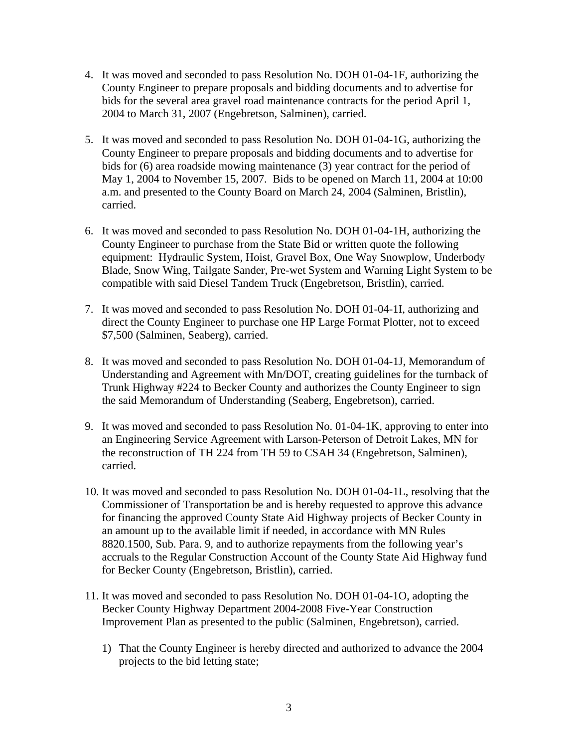4. It was moved and seconded to pass Resolution No. DOH 01-04-1F, authorizing the County Engineer to prepare proposals and bidding documents and to advertise for bids for the several area gravel road maintenance contracts for the period April 1, 2004 to March 31, 2007 (Engebretson, Salminen), carried.

5. It was moved and seconded to pass Resolution No. DOH 01-04-1G, authorizing the County Engineer to prepare proposals and bidding documents and to advertise for bids for (6) area roadside mowing maintenance (3) year contract for the period of May 1, 2004 to November 15, 2007. Bids to be opened on March 11, 2004 at 10:00 a.m. and presented to the County Board on March 24, 2004 (Salminen, Bristlin), carried.

6. It was moved and seconded to pass Resolution No. DOH 01-04-1H, authorizing the County Engineer to purchase from the State Bid or written quote the following equipment: Hydraulic System, Hoist, Gravel Box, One Way Snowplow, Underbody Blade, Snow Wing, Tailgate Sander, Pre-wet System and Warning Light System to be compatible with said Diesel Tandem Truck (Engebretson, Bristlin), carried.

7. It was moved and seconded to pass Resolution No. DOH 01-04-1I, authorizing and direct the County Engineer to purchase one HP Large Format Plotter, not to exceed $7,500 (Salminen, Seaberg), carried.

8. It was moved and seconded to pass Resolution No. DOH 01-04-1J, Memorandum of Understanding and Agreement with Mn/DOT, creating guidelines for the turnback of Trunk Highway #224 to Becker County and authorizes the County Engineer to sign the said Memorandum of Understanding (Seaberg, Engebretson), carried.

9. It was moved and seconded to pass Resolution No. 01-04-1K, approving to enter into an Engineering Service Agreement with Larson-Peterson of Detroit Lakes, MN for the reconstruction of TH 224 from TH 59 to CSAH 34 (Engebretson, Salminen), carried.

10. It was moved and seconded to pass Resolution No. DOH 01-04-1L, resolving that the Commissioner of Transportation be and is hereby requested to approve this advance for financing the approved County State Aid Highway projects of Becker County in an amount up to the available limit if needed, in accordance with MN Rules 8820.1500, Sub. Para. 9, and to authorize repayments from the following year's accruals to the Regular Construction Account of the County State Aid Highway fund for Becker County (Engebretson, Bristlin), carried.

11. It was moved and seconded to pass Resolution No. DOH 01-04-1O, adopting the Becker County Highway Department 2004-2008 Five-Year Construction Improvement Plan as presented to the public (Salminen, Engebretson), carried.

    1) That the County Engineer is hereby directed and authorized to advance the 2004 projects to the bid letting state;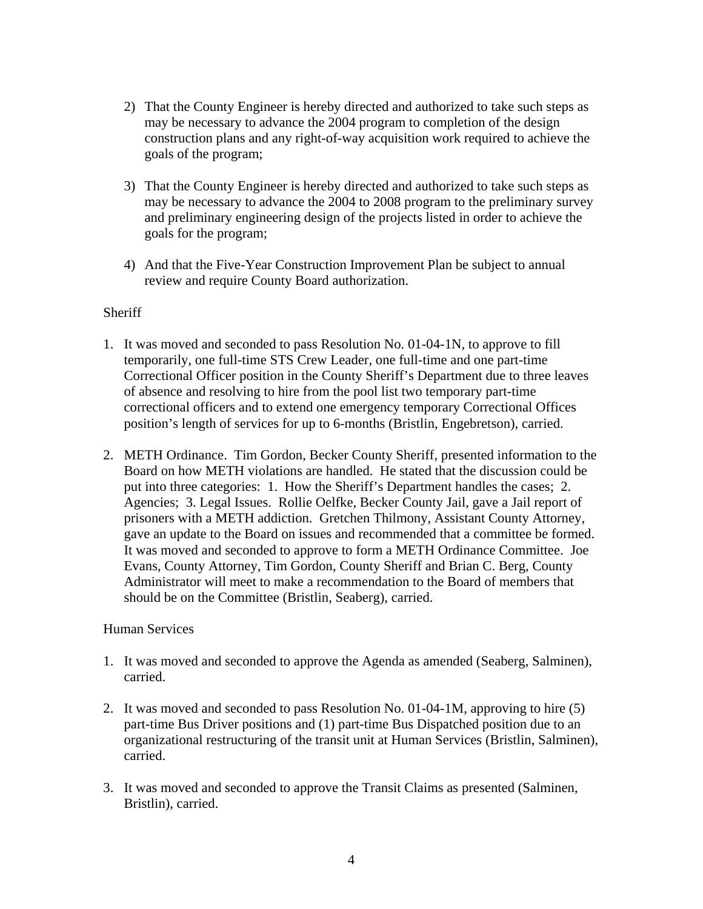2) That the County Engineer is hereby directed and authorized to take such steps as may be necessary to advance the 2004 program to completion of the design construction plans and any right-of-way acquisition work required to achieve the goals of the program;

3) That the County Engineer is hereby directed and authorized to take such steps as may be necessary to advance the 2004 to 2008 program to the preliminary survey and preliminary engineering design of the projects listed in order to achieve the goals for the program;

4) And that the Five-Year Construction Improvement Plan be subject to annual review and require County Board authorization.

Sheriff

1. It was moved and seconded to pass Resolution No. 01-04-1N, to approve to fill temporarily, one full-time STS Crew Leader, one full-time and one part-time Correctional Officer position in the County Sheriff's Department due to three leaves of absence and resolving to hire from the pool list two temporary part-time correctional officers and to extend one emergency temporary Correctional Offices position's length of services for up to 6-months (Bristlin, Engebretson), carried.

2. METH Ordinance. Tim Gordon, Becker County Sheriff, presented information to the Board on how METH violations are handled. He stated that the discussion could be put into three categories: 1. How the Sheriff's Department handles the cases; 2. Agencies; 3. Legal Issues. Rollie Oelfke, Becker County Jail, gave a Jail report of prisoners with a METH addiction. Gretchen Thilmony, Assistant County Attorney, gave an update to the Board on issues and recommended that a committee be formed. It was moved and seconded to approve to form a METH Ordinance Committee. Joe Evans, County Attorney, Tim Gordon, County Sheriff and Brian C. Berg, County Administrator will meet to make a recommendation to the Board of members that should be on the Committee (Bristlin, Seaberg), carried.

Human Services

1. It was moved and seconded to approve the Agenda as amended (Seaberg, Salminen), carried.

2. It was moved and seconded to pass Resolution No. 01-04-1M, approving to hire (5) part-time Bus Driver positions and (1) part-time Bus Dispatched position due to an organizational restructuring of the transit unit at Human Services (Bristlin, Salminen), carried.

3. It was moved and seconded to approve the Transit Claims as presented (Salminen, Bristlin), carried.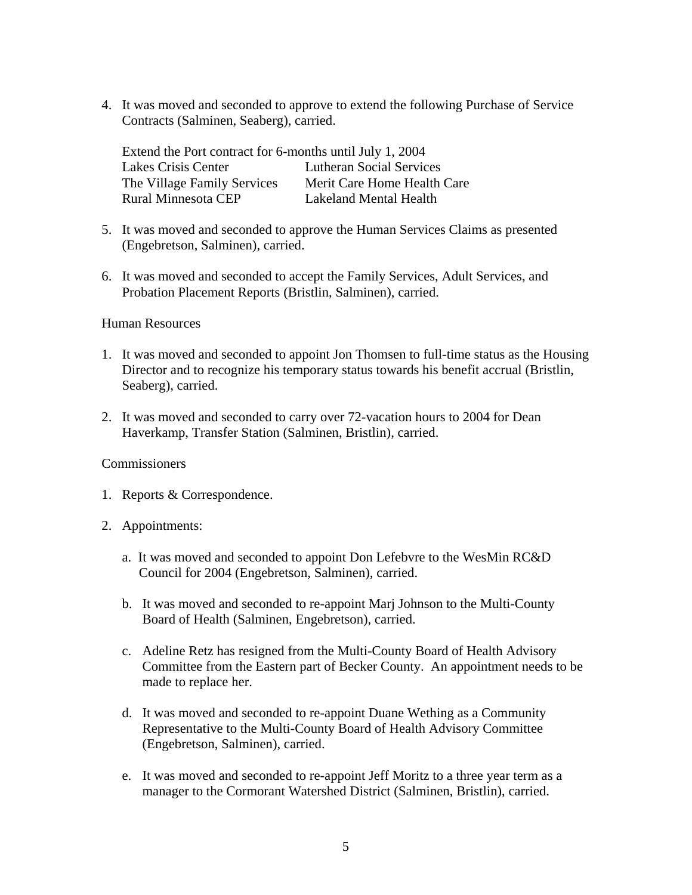4. It was moved and seconded to approve to extend the following Purchase of Service Contracts (Salminen, Seaberg), carried.

   Extend the Port contract for 6-months until July 1, 2004

   | | |
   |---|---|
   | Lakes Crisis Center | Lutheran Social Services |
   | The Village Family Services | Merit Care Home Health Care |
   | Rural Minnesota CEP | Lakeland Mental Health |

5. It was moved and seconded to approve the Human Services Claims as presented (Engebretson, Salminen), carried.

6. It was moved and seconded to accept the Family Services, Adult Services, and Probation Placement Reports (Bristlin, Salminen), carried.

Human Resources

1. It was moved and seconded to appoint Jon Thomsen to full-time status as the Housing Director and to recognize his temporary status towards his benefit accrual (Bristlin, Seaberg), carried.

2. It was moved and seconded to carry over 72-vacation hours to 2004 for Dean Haverkamp, Transfer Station (Salminen, Bristlin), carried.

Commissioners

1. Reports & Correspondence.

2. Appointments:

   a. It was moved and seconded to appoint Don Lefebvre to the WesMin RC&D Council for 2004 (Engebretson, Salminen), carried.

   b. It was moved and seconded to re-appoint Marj Johnson to the Multi-County Board of Health (Salminen, Engebretson), carried.

   c. Adeline Retz has resigned from the Multi-County Board of Health Advisory Committee from the Eastern part of Becker County. An appointment needs to be made to replace her.

   d. It was moved and seconded to re-appoint Duane Wething as a Community Representative to the Multi-County Board of Health Advisory Committee (Engebretson, Salminen), carried.

   e. It was moved and seconded to re-appoint Jeff Moritz to a three year term as a manager to the Cormorant Watershed District (Salminen, Bristlin), carried.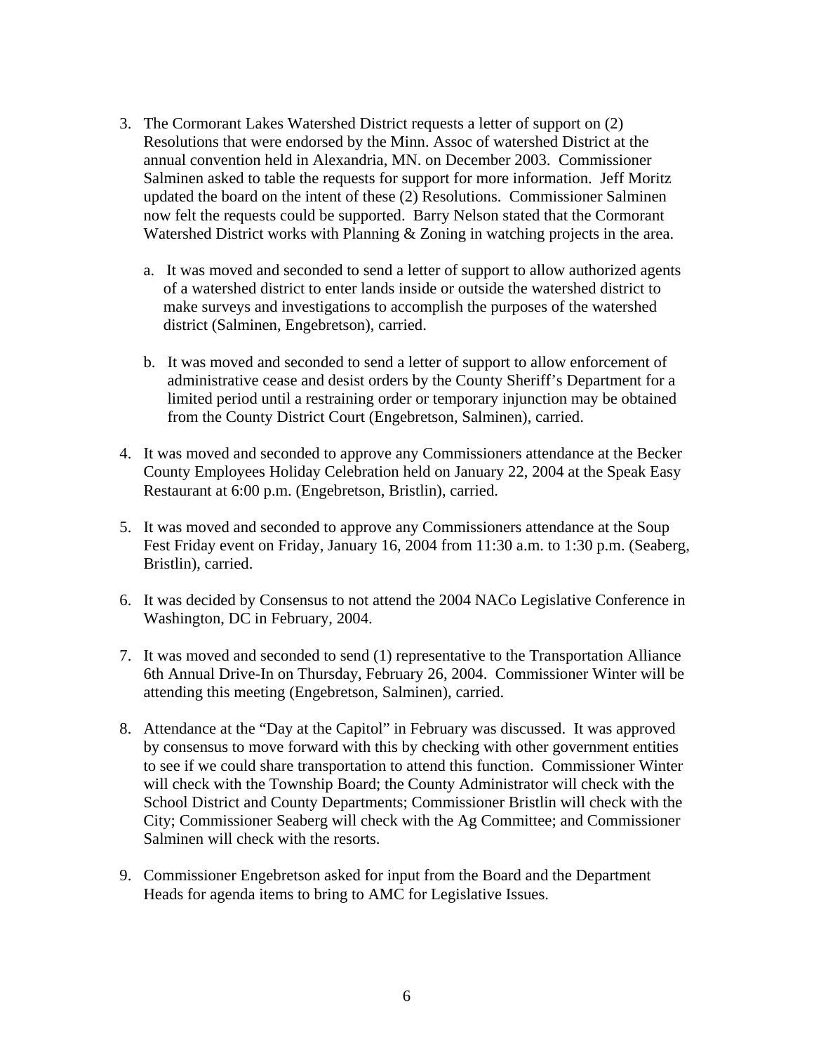3. The Cormorant Lakes Watershed District requests a letter of support on (2) Resolutions that were endorsed by the Minn. Assoc of watershed District at the annual convention held in Alexandria, MN. on December 2003. Commissioner Salminen asked to table the requests for support for more information. Jeff Moritz updated the board on the intent of these (2) Resolutions. Commissioner Salminen now felt the requests could be supported. Barry Nelson stated that the Cormorant Watershed District works with Planning & Zoning in watching projects in the area.

   a. It was moved and seconded to send a letter of support to allow authorized agents of a watershed district to enter lands inside or outside the watershed district to make surveys and investigations to accomplish the purposes of the watershed district (Salminen, Engebretson), carried.

   b. It was moved and seconded to send a letter of support to allow enforcement of administrative cease and desist orders by the County Sheriff's Department for a limited period until a restraining order or temporary injunction may be obtained from the County District Court (Engebretson, Salminen), carried.

4. It was moved and seconded to approve any Commissioners attendance at the Becker County Employees Holiday Celebration held on January 22, 2004 at the Speak Easy Restaurant at 6:00 p.m. (Engebretson, Bristlin), carried.

5. It was moved and seconded to approve any Commissioners attendance at the Soup Fest Friday event on Friday, January 16, 2004 from 11:30 a.m. to 1:30 p.m. (Seaberg, Bristlin), carried.

6. It was decided by Consensus to not attend the 2004 NACo Legislative Conference in Washington, DC in February, 2004.

7. It was moved and seconded to send (1) representative to the Transportation Alliance 6th Annual Drive-In on Thursday, February 26, 2004. Commissioner Winter will be attending this meeting (Engebretson, Salminen), carried.

8. Attendance at the "Day at the Capitol" in February was discussed. It was approved by consensus to move forward with this by checking with other government entities to see if we could share transportation to attend this function. Commissioner Winter will check with the Township Board; the County Administrator will check with the School District and County Departments; Commissioner Bristlin will check with the City; Commissioner Seaberg will check with the Ag Committee; and Commissioner Salminen will check with the resorts.

9. Commissioner Engebretson asked for input from the Board and the Department Heads for agenda items to bring to AMC for Legislative Issues.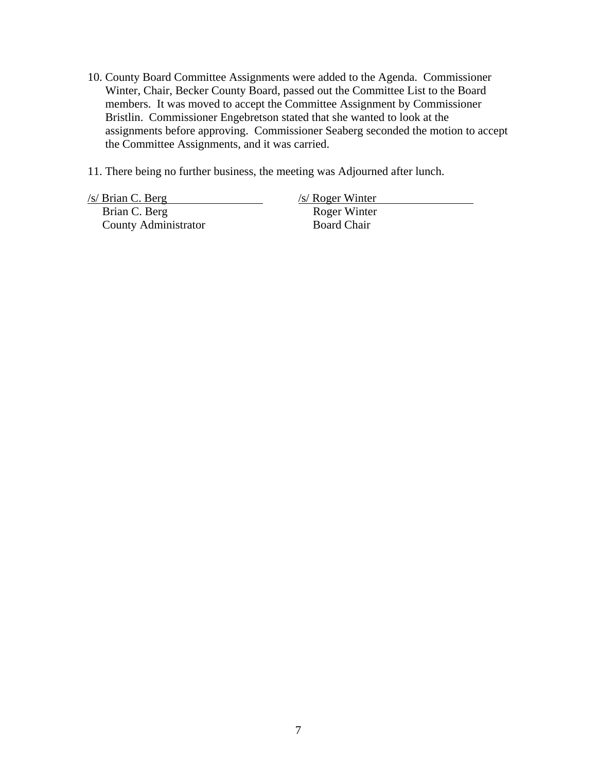10. County Board Committee Assignments were added to the Agenda. Commissioner Winter, Chair, Becker County Board, passed out the Committee List to the Board members. It was moved to accept the Committee Assignment by Commissioner Bristlin. Commissioner Engebretson stated that she wanted to look at the assignments before approving. Commissioner Seaberg seconded the motion to accept the Committee Assignments, and it was carried.

11. There being no further business, the meeting was Adjourned after lunch.

| | |
|---|---|
| /s/ Brian C. Berg | /s/ Roger Winter |
| Brian C. Berg | Roger Winter |
| County Administrator | Board Chair |